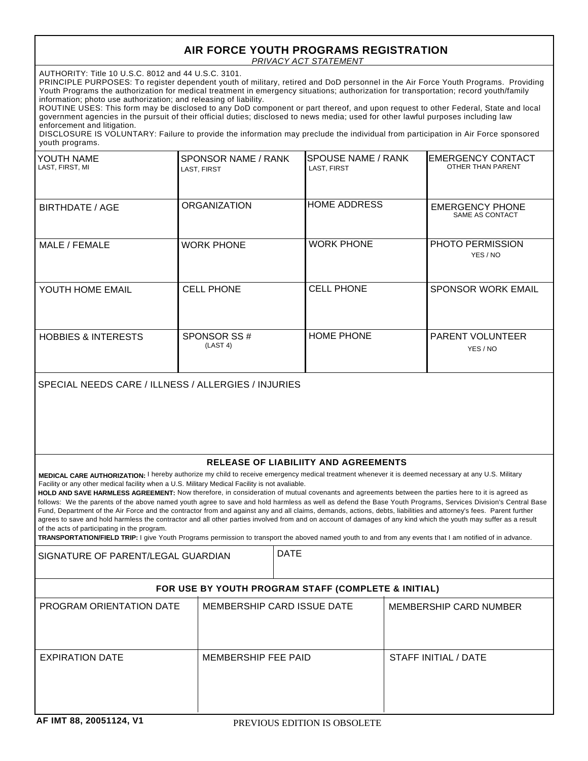# AIR FORCE YOUTH PROGRAMS REGISTRATION

*PRIVACY ACT STATEMENT*

AUTHORITY: Title 10 U.S.C. 8012 and 44 U.S.C. 3101.
PRINCIPLE PURPOSES: To register dependent youth of military, retired and DoD personnel in the Air Force Youth Programs. Providing Youth Programs the authorization for medical treatment in emergency situations; authorization for transportation; record youth/family information; photo use authorization; and releasing of liability.
ROUTINE USES: This form may be disclosed to any DoD component or part thereof, and upon request to other Federal, State and local government agencies in the pursuit of their official duties; disclosed to news media; used for other lawful purposes including law enforcement and litigation.
DISCLOSURE IS VOLUNTARY: Failure to provide the information may preclude the individual from participation in Air Force sponsored youth programs.

| YOUTH NAME (LAST, FIRST, MI) | SPONSOR NAME / RANK (LAST, FIRST) | SPOUSE NAME / RANK (LAST, FIRST) | EMERGENCY CONTACT (OTHER THAN PARENT) |
|---|---|---|---|
| BIRTHDATE / AGE | ORGANIZATION | HOME ADDRESS | EMERGENCY PHONE (SAME AS CONTACT) |
| MALE / FEMALE | WORK PHONE | WORK PHONE | PHOTO PERMISSION (YES / NO) |
| YOUTH HOME EMAIL | CELL PHONE | CELL PHONE | SPONSOR WORK EMAIL |
| HOBBIES & INTERESTS | SPONSOR SS # (LAST 4) | HOME PHONE | PARENT VOLUNTEER (YES / NO) |

SPECIAL NEEDS CARE / ILLNESS / ALLERGIES / INJURIES

## RELEASE OF LIABILIITY AND AGREEMENTS

**MEDICAL CARE AUTHORIZATION:** I hereby authorize my child to receive emergency medical treatment whenever it is deemed necessary at any U.S. Military Facility or any other medical facility when a U.S. Military Medical Facility is not avaliable.

**HOLD AND SAVE HARMLESS AGREEMENT:** Now therefore, in consideration of mutual covenants and agreements between the parties here to it is agreed as follows: We the parents of the above named youth agree to save and hold harmless as well as defend the Base Youth Programs, Services Division's Central Base Fund, Department of the Air Force and the contractor from and against any and all claims, demands, actions, debts, liabilities and attorney's fees. Parent further agrees to save and hold harmless the contractor and all other parties involved from and on account of damages of any kind which the youth may suffer as a result of the acts of participating in the program.

**TRANSPORTATION/FIELD TRIP:** I give Youth Programs permission to transport the aboved named youth to and from any events that I am notified of in advance.

| SIGNATURE OF PARENT/LEGAL GUARDIAN | DATE |
|---|---|
| | |

## FOR USE BY YOUTH PROGRAM STAFF (COMPLETE & INITIAL)

| PROGRAM ORIENTATION DATE | MEMBERSHIP CARD ISSUE DATE | MEMBERSHIP CARD NUMBER |
|---|---|---|
| EXPIRATION DATE | MEMBERSHIP FEE PAID | STAFF INITIAL / DATE |

AF IMT 88, 20051124, V1 PREVIOUS EDITION IS OBSOLETE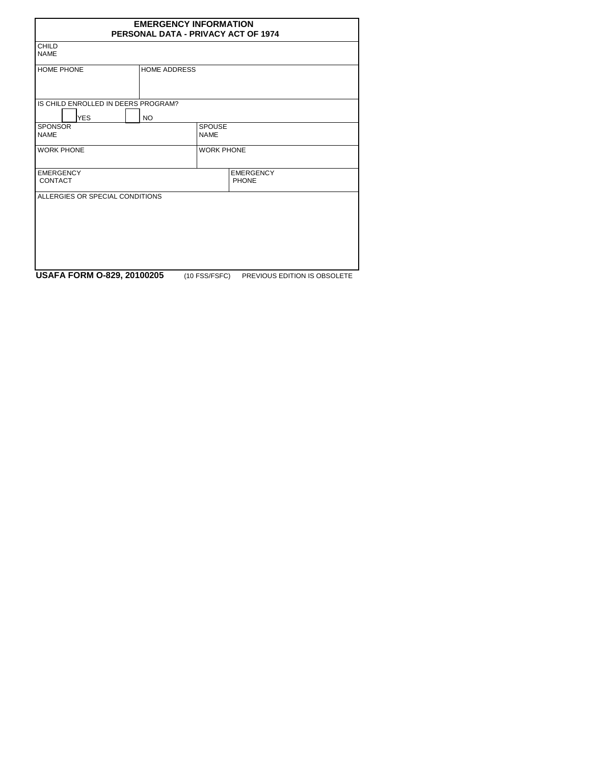## EMERGENCY INFORMATION
### PERSONAL DATA - PRIVACY ACT OF 1974

| | |
|---|---|
| CHILD NAME | |
| HOME PHONE | HOME ADDRESS |
| IS CHILD ENROLLED IN DEERS PROGRAM? ☐ YES ☐ NO | |
| SPONSOR NAME | SPOUSE NAME |
| WORK PHONE | WORK PHONE |
| EMERGENCY CONTACT | EMERGENCY PHONE |
| ALLERGIES OR SPECIAL CONDITIONS | |

**USAFA FORM O-829, 20100205** (10 FSS/FSFC) PREVIOUS EDITION IS OBSOLETE